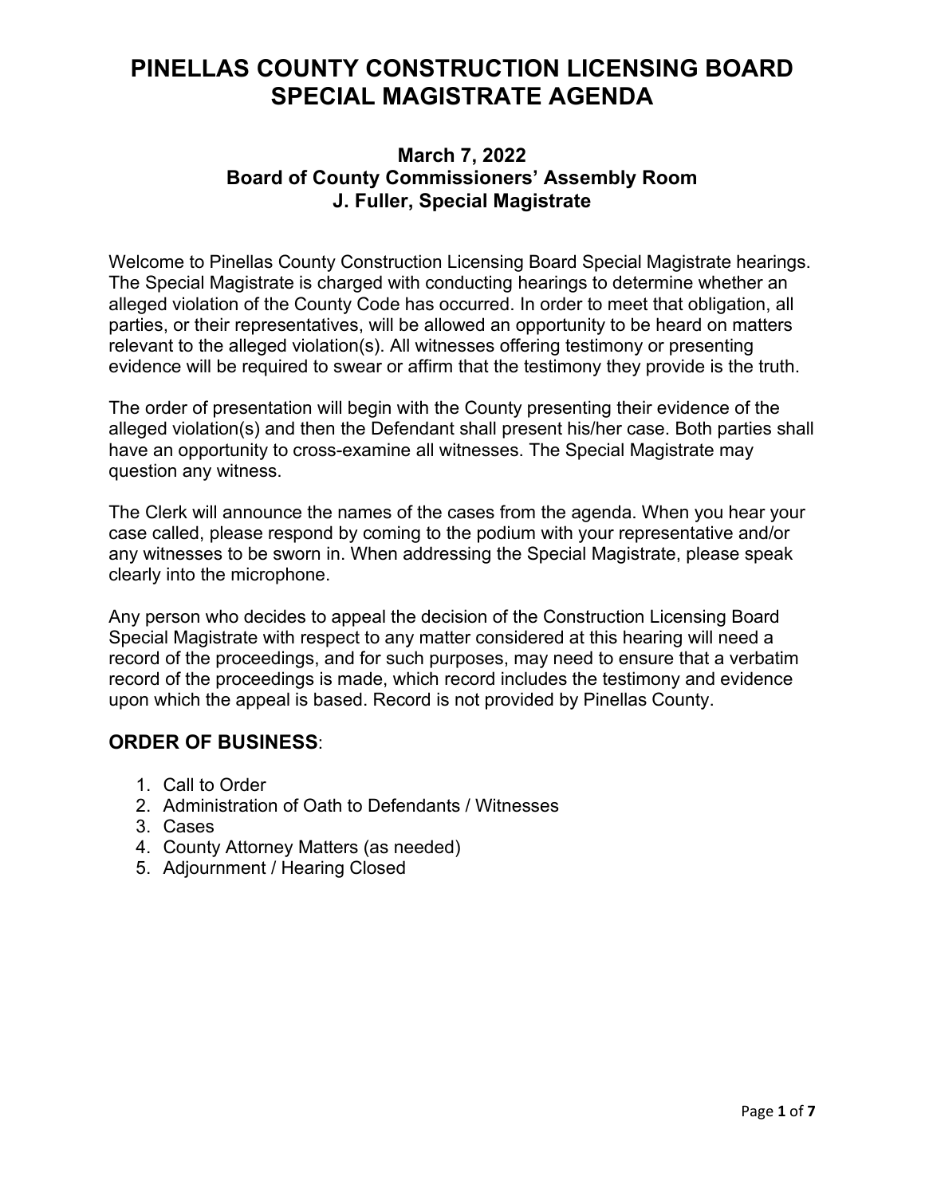# PINELLAS COUNTY CONSTRUCTION LICENSING BOARD SPECIAL MAGISTRATE AGENDA

### March 7, 2022
### Board of County Commissioners' Assembly Room
### J. Fuller, Special Magistrate

Welcome to Pinellas County Construction Licensing Board Special Magistrate hearings. The Special Magistrate is charged with conducting hearings to determine whether an alleged violation of the County Code has occurred. In order to meet that obligation, all parties, or their representatives, will be allowed an opportunity to be heard on matters relevant to the alleged violation(s). All witnesses offering testimony or presenting evidence will be required to swear or affirm that the testimony they provide is the truth.

The order of presentation will begin with the County presenting their evidence of the alleged violation(s) and then the Defendant shall present his/her case. Both parties shall have an opportunity to cross-examine all witnesses. The Special Magistrate may question any witness.

The Clerk will announce the names of the cases from the agenda. When you hear your case called, please respond by coming to the podium with your representative and/or any witnesses to be sworn in. When addressing the Special Magistrate, please speak clearly into the microphone.

Any person who decides to appeal the decision of the Construction Licensing Board Special Magistrate with respect to any matter considered at this hearing will need a record of the proceedings, and for such purposes, may need to ensure that a verbatim record of the proceedings is made, which record includes the testimony and evidence upon which the appeal is based. Record is not provided by Pinellas County.

## ORDER OF BUSINESS:

1. Call to Order
2. Administration of Oath to Defendants / Witnesses
3. Cases
4. County Attorney Matters (as needed)
5. Adjournment / Hearing Closed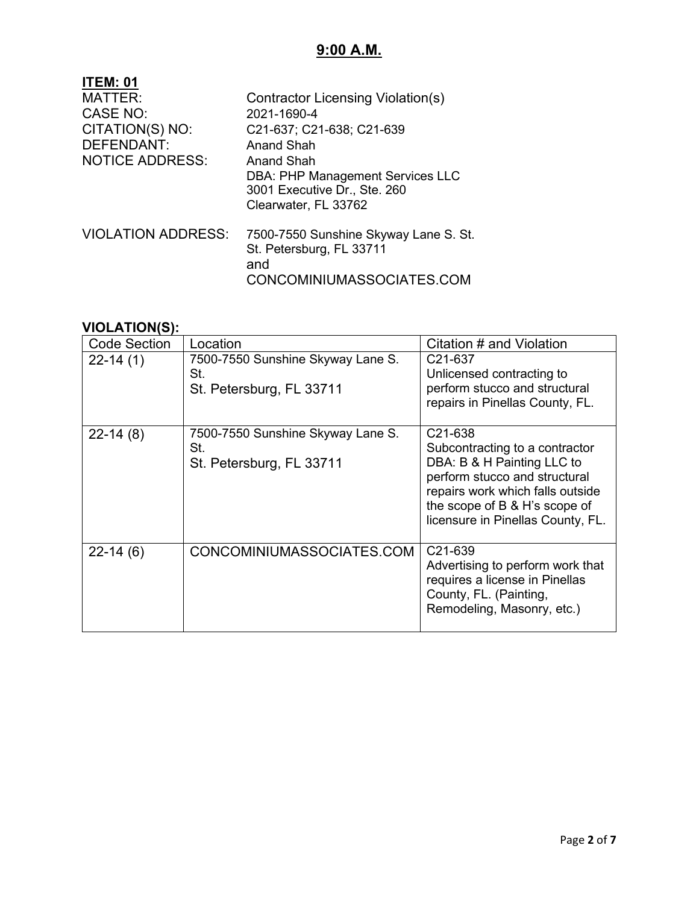## 9:00 A.M.

**ITEM: 01**

MATTER: Contractor Licensing Violation(s)
CASE NO: 2021-1690-4
CITATION(S) NO: C21-637; C21-638; C21-639
DEFENDANT: Anand Shah
NOTICE ADDRESS: Anand Shah
DBA: PHP Management Services LLC
3001 Executive Dr., Ste. 260
Clearwater, FL 33762

VIOLATION ADDRESS: 7500-7550 Sunshine Skyway Lane S. St.
St. Petersburg, FL 33711
and
CONCOMINIUMASSOCIATES.COM

**VIOLATION(S):**

| Code Section | Location | Citation # and Violation |
|---|---|---|
| 22-14 (1) | 7500-7550 Sunshine Skyway Lane S. St. St. Petersburg, FL 33711 | C21-637 Unlicensed contracting to perform stucco and structural repairs in Pinellas County, FL. |
| 22-14 (8) | 7500-7550 Sunshine Skyway Lane S. St. St. Petersburg, FL 33711 | C21-638 Subcontracting to a contractor DBA: B & H Painting LLC to perform stucco and structural repairs work which falls outside the scope of B & H's scope of licensure in Pinellas County, FL. |
| 22-14 (6) | CONCOMINIUMASSOCIATES.COM | C21-639 Advertising to perform work that requires a license in Pinellas County, FL. (Painting, Remodeling, Masonry, etc.) |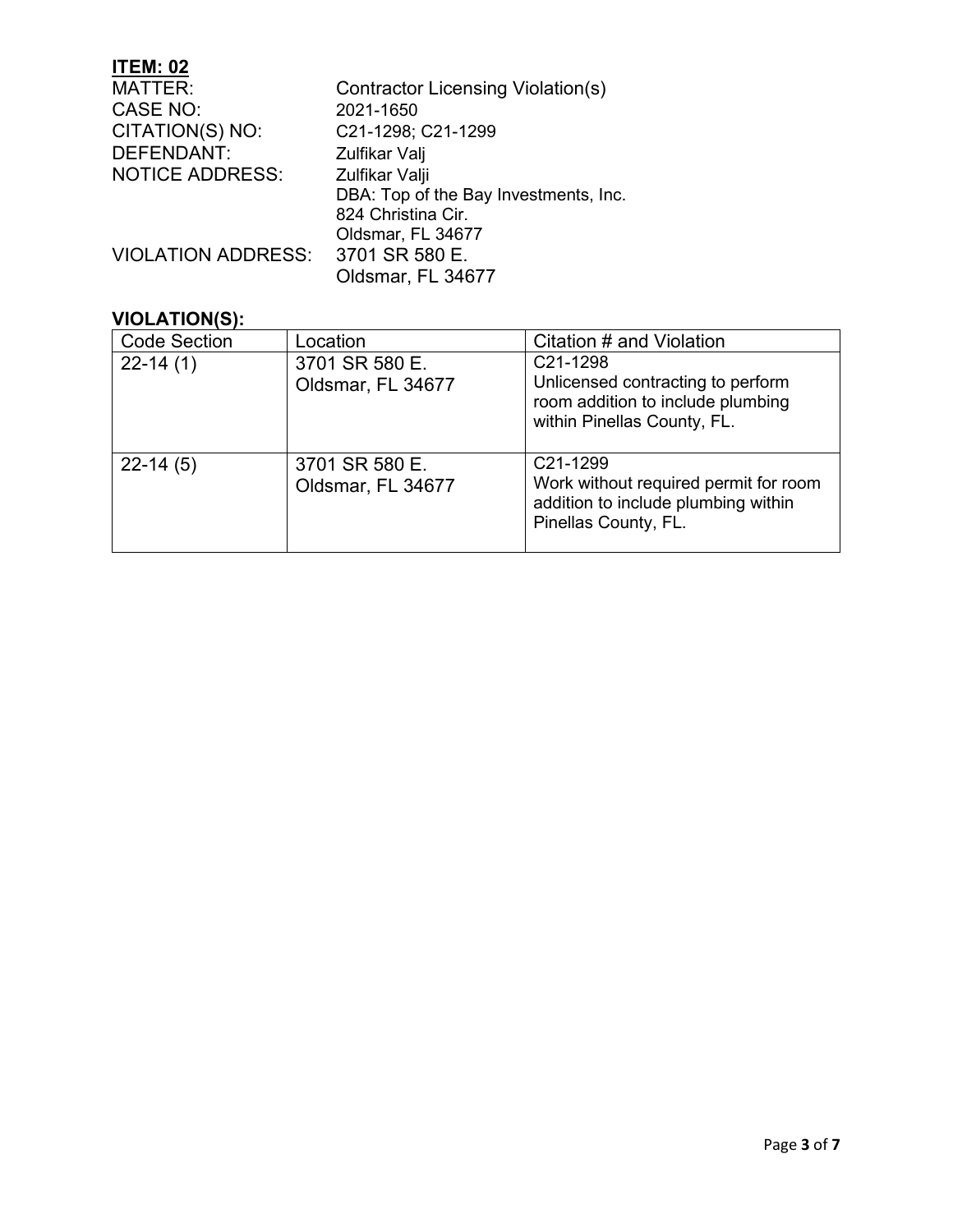**ITEM: 02**

MATTER: Contractor Licensing Violation(s)
CASE NO: 2021-1650
CITATION(S) NO: C21-1298; C21-1299
DEFENDANT: Zulfikar Valj
NOTICE ADDRESS: Zulfikar Valji
DBA: Top of the Bay Investments, Inc.
824 Christina Cir.
Oldsmar, FL 34677
VIOLATION ADDRESS: 3701 SR 580 E.
Oldsmar, FL 34677

**VIOLATION(S):**

| Code Section | Location | Citation # and Violation |
|---|---|---|
| 22-14 (1) | 3701 SR 580 E.<br>Oldsmar, FL 34677 | C21-1298<br>Unlicensed contracting to perform room addition to include plumbing within Pinellas County, FL. |
| 22-14 (5) | 3701 SR 580 E.<br>Oldsmar, FL 34677 | C21-1299<br>Work without required permit for room addition to include plumbing within Pinellas County, FL. |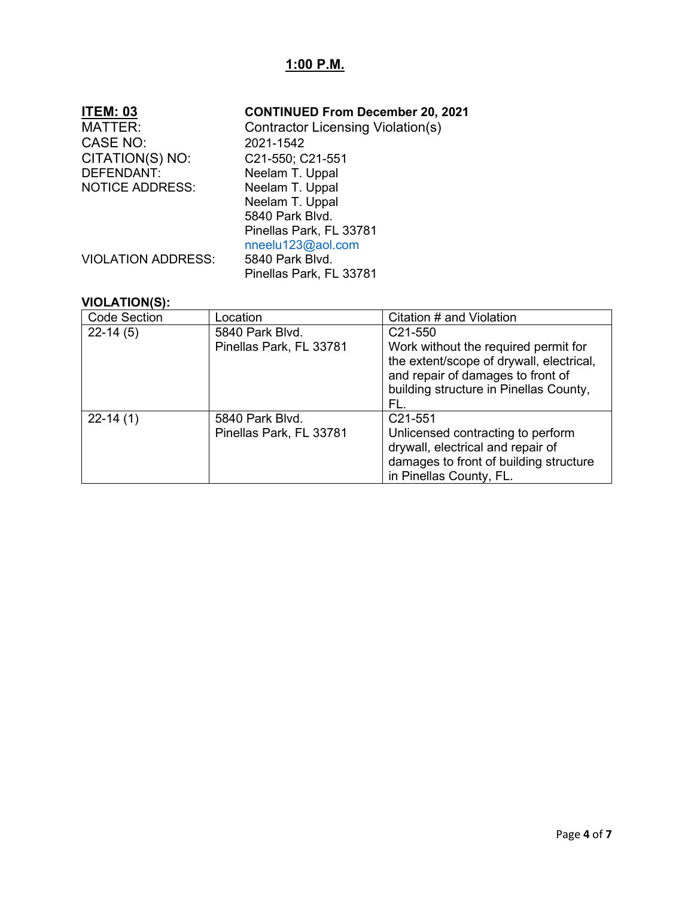## 1:00 P.M.

**ITEM: 03** **CONTINUED From December 20, 2021**

MATTER: Contractor Licensing Violation(s)

CASE NO: 2021-1542

CITATION(S) NO: C21-550; C21-551

DEFENDANT: Neelam T. Uppal

NOTICE ADDRESS: Neelam T. Uppal
Neelam T. Uppal
5840 Park Blvd.
Pinellas Park, FL 33781
nneelu123@aol.com

VIOLATION ADDRESS: 5840 Park Blvd.
Pinellas Park, FL 33781

**VIOLATION(S):**

| Code Section | Location | Citation # and Violation |
|---|---|---|
| 22-14 (5) | 5840 Park Blvd. Pinellas Park, FL 33781 | C21-550 Work without the required permit for the extent/scope of drywall, electrical, and repair of damages to front of building structure in Pinellas County, FL. |
| 22-14 (1) | 5840 Park Blvd. Pinellas Park, FL 33781 | C21-551 Unlicensed contracting to perform drywall, electrical and repair of damages to front of building structure in Pinellas County, FL. |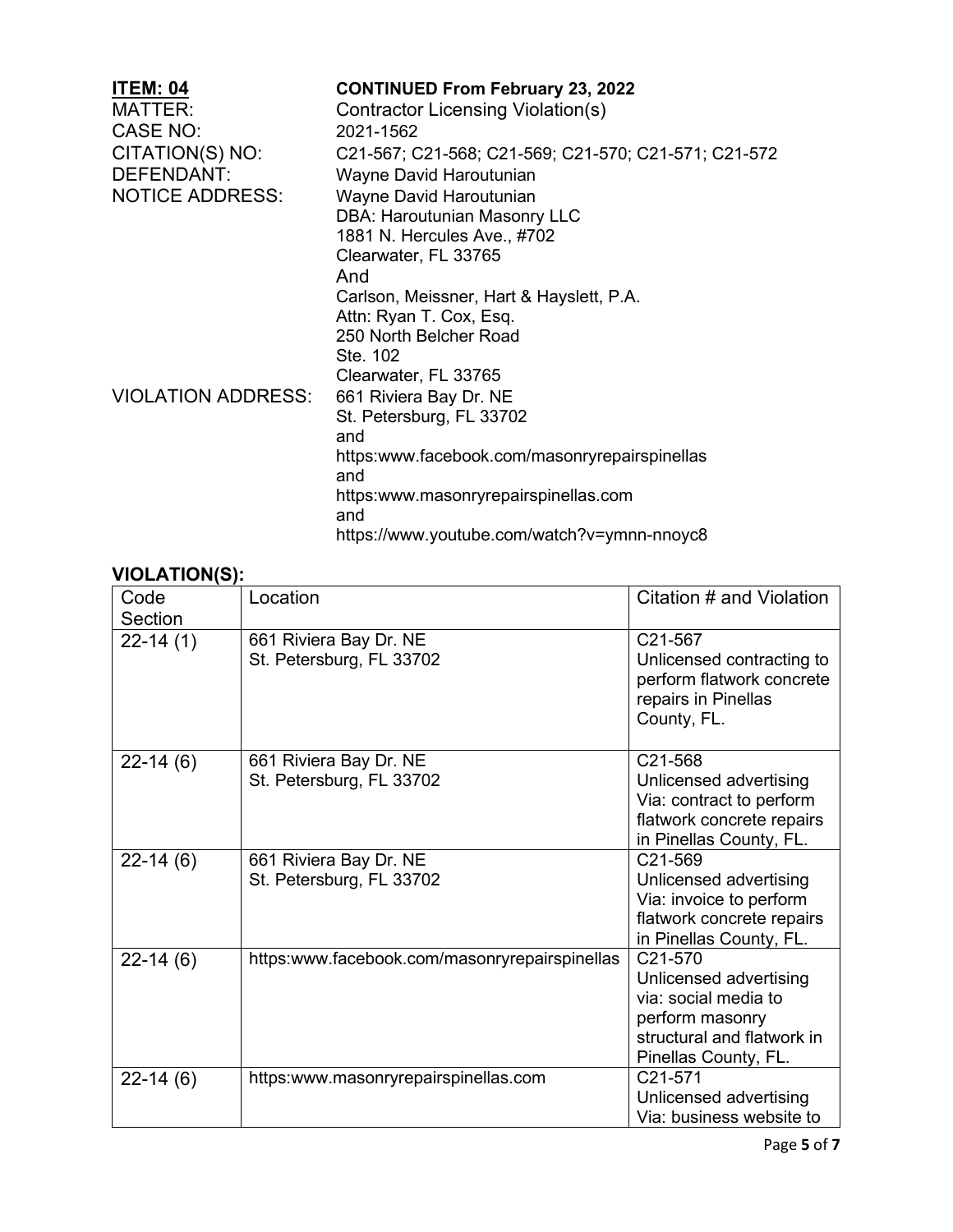**ITEM: 04** **CONTINUED From February 23, 2022**

MATTER: Contractor Licensing Violation(s)

CASE NO: 2021-1562

CITATION(S) NO: C21-567; C21-568; C21-569; C21-570; C21-571; C21-572

DEFENDANT: Wayne David Haroutunian

NOTICE ADDRESS: Wayne David Haroutunian
DBA: Haroutunian Masonry LLC
1881 N. Hercules Ave., #702
Clearwater, FL 33765
And
Carlson, Meissner, Hart & Hayslett, P.A.
Attn: Ryan T. Cox, Esq.
250 North Belcher Road
Ste. 102
Clearwater, FL 33765

VIOLATION ADDRESS: 661 Riviera Bay Dr. NE
St. Petersburg, FL 33702
and
https:www.facebook.com/masonryrepairspinellas
and
https:www.masonryrepairspinellas.com
and
https://www.youtube.com/watch?v=ymnn-nnoyc8

**VIOLATION(S):**

| Code Section | Location | Citation # and Violation |
|---|---|---|
| 22-14 (1) | 661 Riviera Bay Dr. NE St. Petersburg, FL 33702 | C21-567 Unlicensed contracting to perform flatwork concrete repairs in Pinellas County, FL. |
| 22-14 (6) | 661 Riviera Bay Dr. NE St. Petersburg, FL 33702 | C21-568 Unlicensed advertising Via: contract to perform flatwork concrete repairs in Pinellas County, FL. |
| 22-14 (6) | 661 Riviera Bay Dr. NE St. Petersburg, FL 33702 | C21-569 Unlicensed advertising Via: invoice to perform flatwork concrete repairs in Pinellas County, FL. |
| 22-14 (6) | https:www.facebook.com/masonryrepairspinellas | C21-570 Unlicensed advertising via: social media to perform masonry structural and flatwork in Pinellas County, FL. |
| 22-14 (6) | https:www.masonryrepairspinellas.com | C21-571 Unlicensed advertising Via: business website to |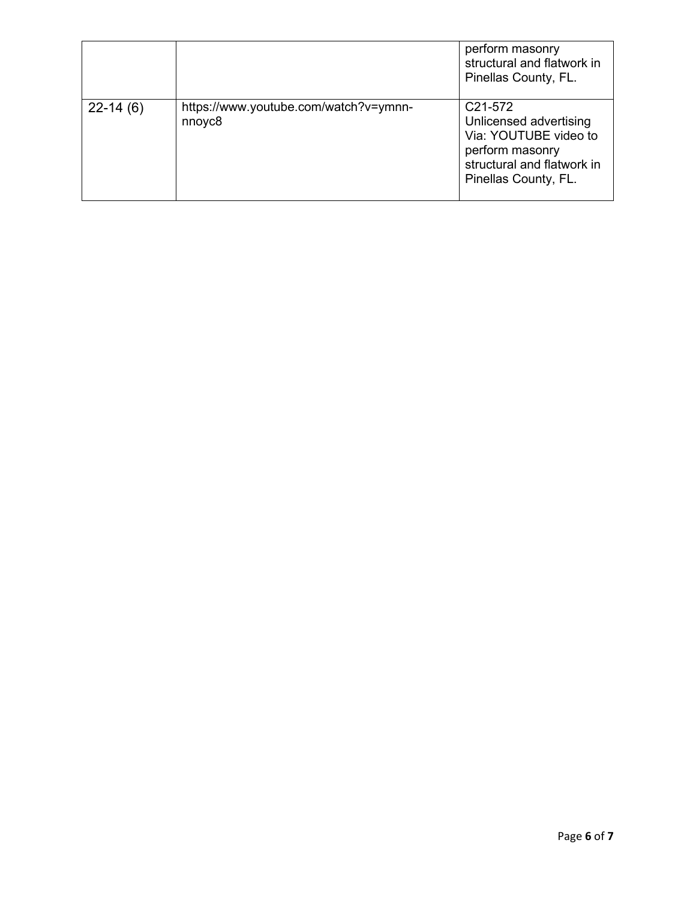| | | |
|---|---|---|
| | | perform masonry structural and flatwork in Pinellas County, FL. |
| 22-14 (6) | https://www.youtube.com/watch?v=ymnn-nnoyc8 | C21-572 Unlicensed advertising Via: YOUTUBE video to perform masonry structural and flatwork in Pinellas County, FL. |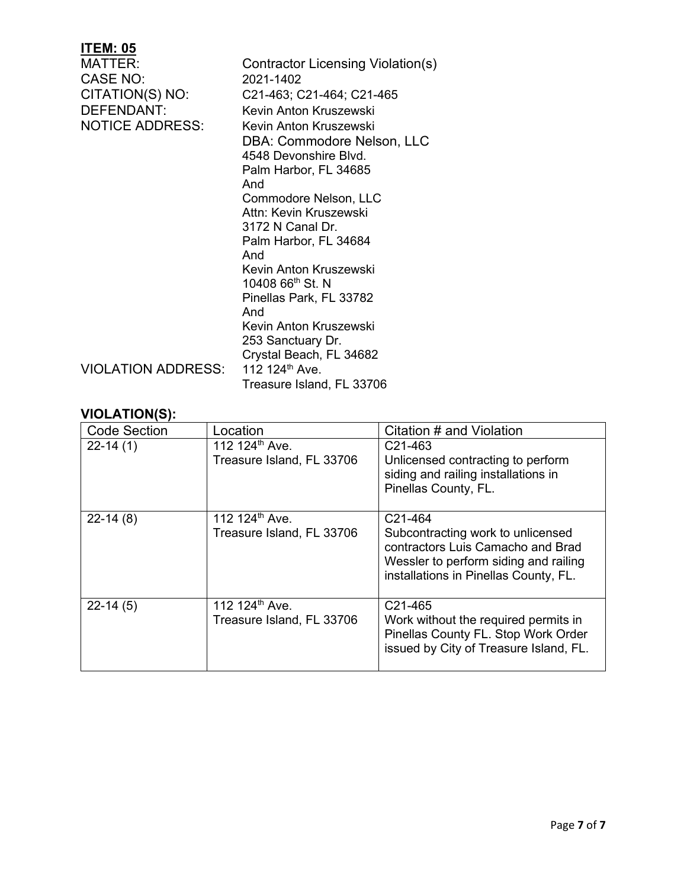**ITEM: 05**

MATTER: Contractor Licensing Violation(s)

CASE NO: 2021-1402

CITATION(S) NO: C21-463; C21-464; C21-465

DEFENDANT: Kevin Anton Kruszewski

NOTICE ADDRESS:
Kevin Anton Kruszewski
DBA: Commodore Nelson, LLC
4548 Devonshire Blvd.
Palm Harbor, FL 34685
And
Commodore Nelson, LLC
Attn: Kevin Kruszewski
3172 N Canal Dr.
Palm Harbor, FL 34684
And
Kevin Anton Kruszewski
10408 66th St. N
Pinellas Park, FL 33782
And
Kevin Anton Kruszewski
253 Sanctuary Dr.
Crystal Beach, FL 34682

VIOLATION ADDRESS:
112 124th Ave.
Treasure Island, FL 33706

## VIOLATION(S):

| Code Section | Location | Citation # and Violation |
|---|---|---|
| 22-14 (1) | 112 124th Ave. Treasure Island, FL 33706 | C21-463 Unlicensed contracting to perform siding and railing installations in Pinellas County, FL. |
| 22-14 (8) | 112 124th Ave. Treasure Island, FL 33706 | C21-464 Subcontracting work to unlicensed contractors Luis Camacho and Brad Wessler to perform siding and railing installations in Pinellas County, FL. |
| 22-14 (5) | 112 124th Ave. Treasure Island, FL 33706 | C21-465 Work without the required permits in Pinellas County FL. Stop Work Order issued by City of Treasure Island, FL. |